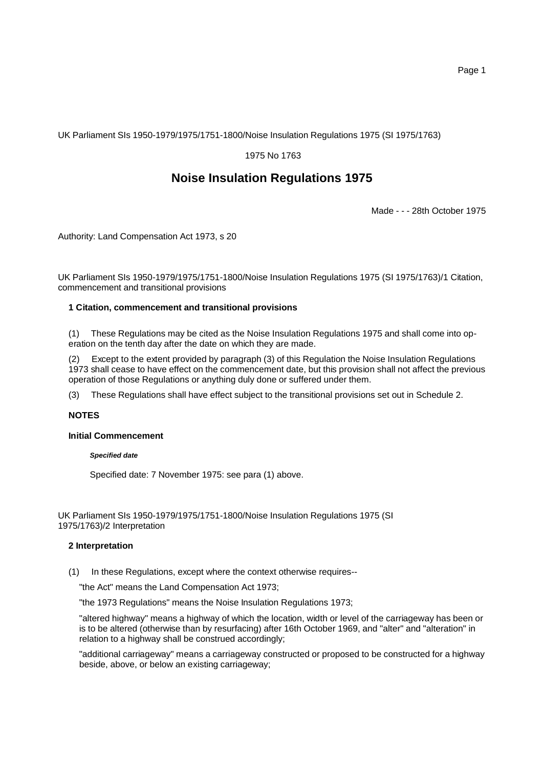UK Parliament SIs 1950-1979/1975/1751-1800/Noise Insulation Regulations 1975 (SI 1975/1763)

1975 No 1763

# Noise Insulation Regulations 1975

Made - - - 28th October 1975

Authority: Land Compensation Act 1973, s 20

UK Parliament SIs 1950-1979/1975/1751-1800/Noise Insulation Regulations 1975 (SI 1975/1763)/1 Citation, commencement and transitional provisions

### 1 Citation, commencement and transitional provisions

(1) These Regulations may be cited as the Noise Insulation Regulations 1975 and shall come into operation on the tenth day after the date on which they are made.

(2) Except to the extent provided by paragraph (3) of this Regulation the Noise Insulation Regulations 1973 shall cease to have effect on the commencement date, but this provision shall not affect the previous operation of those Regulations or anything duly done or suffered under them.

(3) These Regulations shall have effect subject to the transitional provisions set out in Schedule 2.

**NOTES**

**Initial Commencement**

***Specified date***

Specified date: 7 November 1975: see para (1) above.

UK Parliament SIs 1950-1979/1975/1751-1800/Noise Insulation Regulations 1975 (SI 1975/1763)/2 Interpretation

### 2 Interpretation

(1) In these Regulations, except where the context otherwise requires--

"the Act" means the Land Compensation Act 1973;

"the 1973 Regulations" means the Noise Insulation Regulations 1973;

"altered highway" means a highway of which the location, width or level of the carriageway has been or is to be altered (otherwise than by resurfacing) after 16th October 1969, and "alter" and "alteration" in relation to a highway shall be construed accordingly;

"additional carriageway" means a carriageway constructed or proposed to be constructed for a highway beside, above, or below an existing carriageway;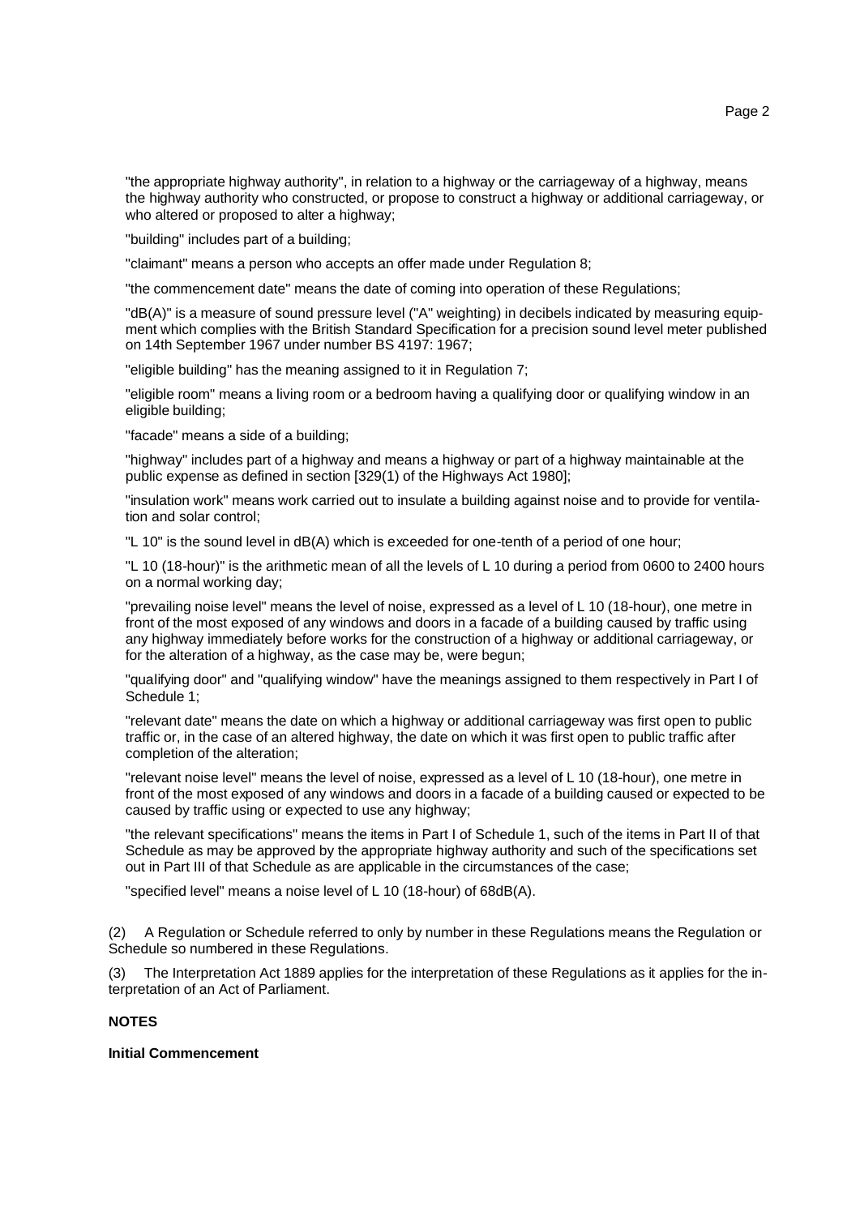"the appropriate highway authority", in relation to a highway or the carriageway of a highway, means the highway authority who constructed, or propose to construct a highway or additional carriageway, or who altered or proposed to alter a highway;

"building" includes part of a building;

"claimant" means a person who accepts an offer made under Regulation 8;

"the commencement date" means the date of coming into operation of these Regulations;

"dB(A)" is a measure of sound pressure level ("A" weighting) in decibels indicated by measuring equipment which complies with the British Standard Specification for a precision sound level meter published on 14th September 1967 under number BS 4197: 1967;

"eligible building" has the meaning assigned to it in Regulation 7;

"eligible room" means a living room or a bedroom having a qualifying door or qualifying window in an eligible building;

"facade" means a side of a building;

"highway" includes part of a highway and means a highway or part of a highway maintainable at the public expense as defined in section [329(1) of the Highways Act 1980];

"insulation work" means work carried out to insulate a building against noise and to provide for ventilation and solar control;

"L 10" is the sound level in dB(A) which is exceeded for one-tenth of a period of one hour;

"L 10 (18-hour)" is the arithmetic mean of all the levels of L 10 during a period from 0600 to 2400 hours on a normal working day;

"prevailing noise level" means the level of noise, expressed as a level of L 10 (18-hour), one metre in front of the most exposed of any windows and doors in a facade of a building caused by traffic using any highway immediately before works for the construction of a highway or additional carriageway, or for the alteration of a highway, as the case may be, were begun;

"qualifying door" and "qualifying window" have the meanings assigned to them respectively in Part I of Schedule 1;

"relevant date" means the date on which a highway or additional carriageway was first open to public traffic or, in the case of an altered highway, the date on which it was first open to public traffic after completion of the alteration;

"relevant noise level" means the level of noise, expressed as a level of L 10 (18-hour), one metre in front of the most exposed of any windows and doors in a facade of a building caused or expected to be caused by traffic using or expected to use any highway;

"the relevant specifications" means the items in Part I of Schedule 1, such of the items in Part II of that Schedule as may be approved by the appropriate highway authority and such of the specifications set out in Part III of that Schedule as are applicable in the circumstances of the case;

"specified level" means a noise level of L 10 (18-hour) of 68dB(A).

(2) A Regulation or Schedule referred to only by number in these Regulations means the Regulation or Schedule so numbered in these Regulations.

(3) The Interpretation Act 1889 applies for the interpretation of these Regulations as it applies for the interpretation of an Act of Parliament.

**NOTES**

**Initial Commencement**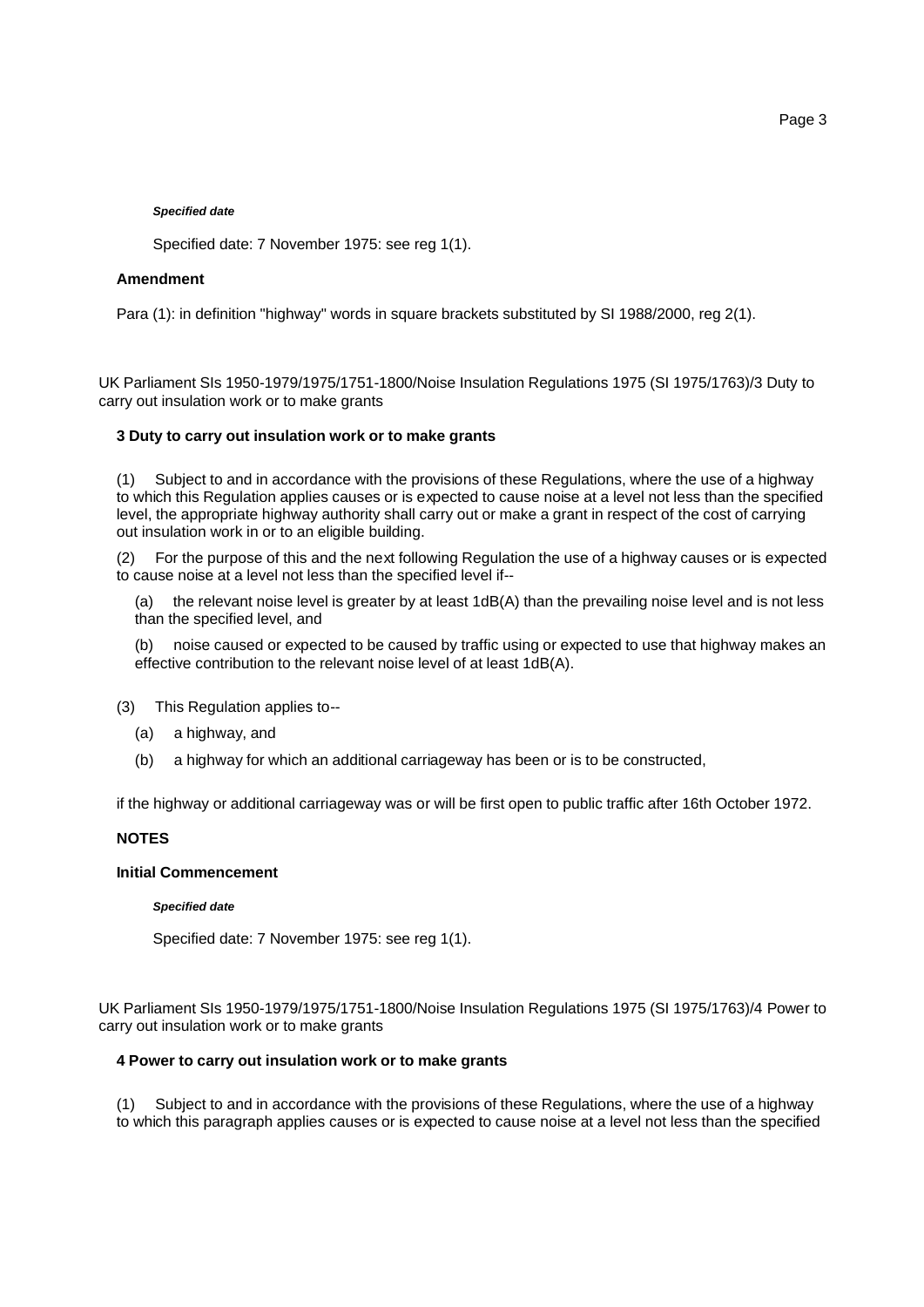***Specified date***

Specified date: 7 November 1975: see reg 1(1).

**Amendment**

Para (1): in definition "highway" words in square brackets substituted by SI 1988/2000, reg 2(1).

UK Parliament SIs 1950-1979/1975/1751-1800/Noise Insulation Regulations 1975 (SI 1975/1763)/3 Duty to carry out insulation work or to make grants

**3 Duty to carry out insulation work or to make grants**

(1) Subject to and in accordance with the provisions of these Regulations, where the use of a highway to which this Regulation applies causes or is expected to cause noise at a level not less than the specified level, the appropriate highway authority shall carry out or make a grant in respect of the cost of carrying out insulation work in or to an eligible building.

(2) For the purpose of this and the next following Regulation the use of a highway causes or is expected to cause noise at a level not less than the specified level if--

(a) the relevant noise level is greater by at least 1dB(A) than the prevailing noise level and is not less than the specified level, and

(b) noise caused or expected to be caused by traffic using or expected to use that highway makes an effective contribution to the relevant noise level of at least 1dB(A).

(3) This Regulation applies to--

(a) a highway, and

(b) a highway for which an additional carriageway has been or is to be constructed,

if the highway or additional carriageway was or will be first open to public traffic after 16th October 1972.

**NOTES**

**Initial Commencement**

***Specified date***

Specified date: 7 November 1975: see reg 1(1).

UK Parliament SIs 1950-1979/1975/1751-1800/Noise Insulation Regulations 1975 (SI 1975/1763)/4 Power to carry out insulation work or to make grants

**4 Power to carry out insulation work or to make grants**

(1) Subject to and in accordance with the provisions of these Regulations, where the use of a highway to which this paragraph applies causes or is expected to cause noise at a level not less than the specified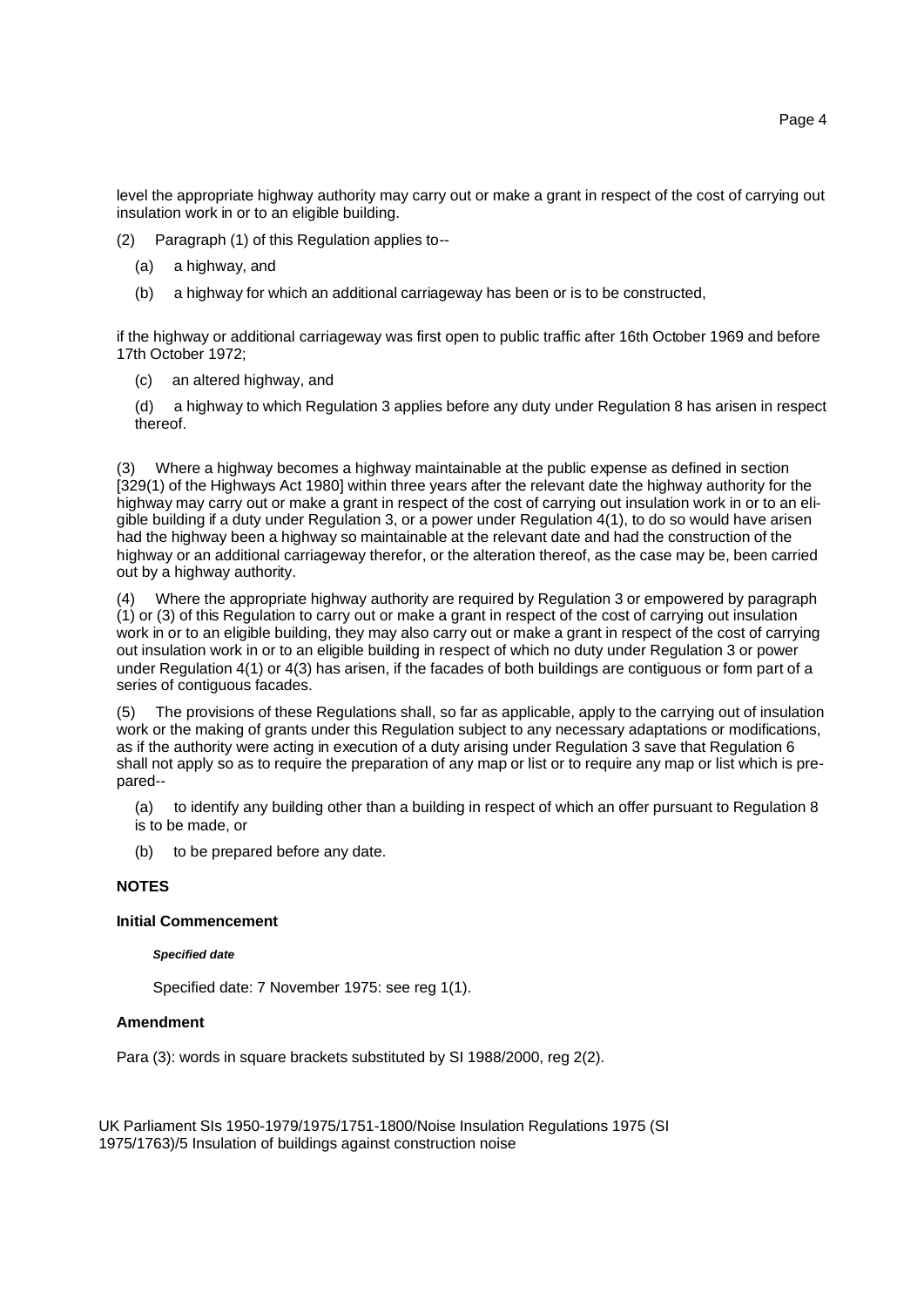level the appropriate highway authority may carry out or make a grant in respect of the cost of carrying out insulation work in or to an eligible building.

(2) Paragraph (1) of this Regulation applies to--

(a) a highway, and

(b) a highway for which an additional carriageway has been or is to be constructed,

if the highway or additional carriageway was first open to public traffic after 16th October 1969 and before 17th October 1972;

(c) an altered highway, and

(d) a highway to which Regulation 3 applies before any duty under Regulation 8 has arisen in respect thereof.

(3) Where a highway becomes a highway maintainable at the public expense as defined in section [329(1) of the Highways Act 1980] within three years after the relevant date the highway authority for the highway may carry out or make a grant in respect of the cost of carrying out insulation work in or to an eligible building if a duty under Regulation 3, or a power under Regulation 4(1), to do so would have arisen had the highway been a highway so maintainable at the relevant date and had the construction of the highway or an additional carriageway therefor, or the alteration thereof, as the case may be, been carried out by a highway authority.

(4) Where the appropriate highway authority are required by Regulation 3 or empowered by paragraph (1) or (3) of this Regulation to carry out or make a grant in respect of the cost of carrying out insulation work in or to an eligible building, they may also carry out or make a grant in respect of the cost of carrying out insulation work in or to an eligible building in respect of which no duty under Regulation 3 or power under Regulation 4(1) or 4(3) has arisen, if the facades of both buildings are contiguous or form part of a series of contiguous facades.

(5) The provisions of these Regulations shall, so far as applicable, apply to the carrying out of insulation work or the making of grants under this Regulation subject to any necessary adaptations or modifications, as if the authority were acting in execution of a duty arising under Regulation 3 save that Regulation 6 shall not apply so as to require the preparation of any map or list or to require any map or list which is prepared--

(a) to identify any building other than a building in respect of which an offer pursuant to Regulation 8 is to be made, or

(b) to be prepared before any date.

**NOTES**

**Initial Commencement**

***Specified date***

Specified date: 7 November 1975: see reg 1(1).

**Amendment**

Para (3): words in square brackets substituted by SI 1988/2000, reg 2(2).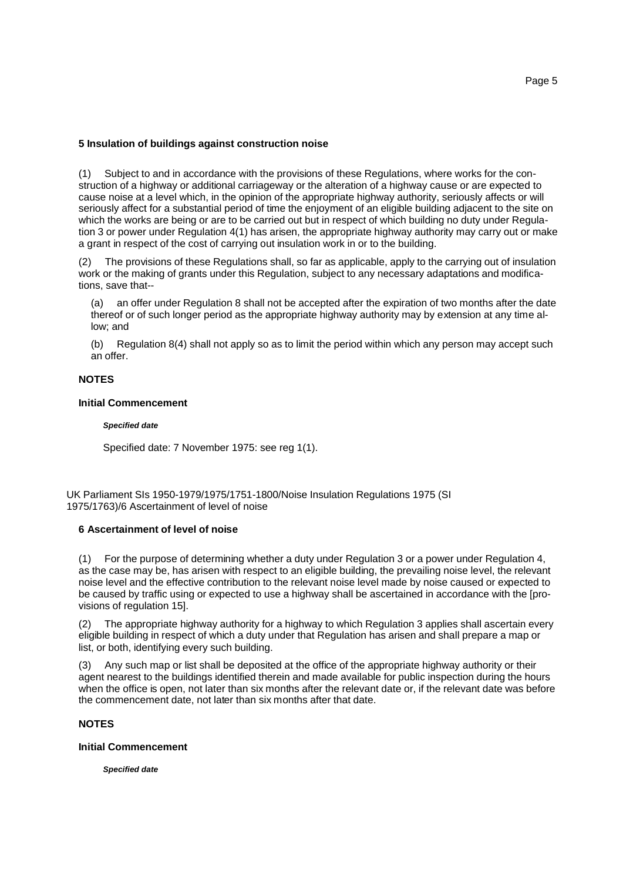### 5 Insulation of buildings against construction noise

(1) Subject to and in accordance with the provisions of these Regulations, where works for the construction of a highway or additional carriageway or the alteration of a highway cause or are expected to cause noise at a level which, in the opinion of the appropriate highway authority, seriously affects or will seriously affect for a substantial period of time the enjoyment of an eligible building adjacent to the site on which the works are being or are to be carried out but in respect of which building no duty under Regulation 3 or power under Regulation 4(1) has arisen, the appropriate highway authority may carry out or make a grant in respect of the cost of carrying out insulation work in or to the building.

(2) The provisions of these Regulations shall, so far as applicable, apply to the carrying out of insulation work or the making of grants under this Regulation, subject to any necessary adaptations and modifications, save that--

(a) an offer under Regulation 8 shall not be accepted after the expiration of two months after the date thereof or of such longer period as the appropriate highway authority may by extension at any time allow; and

(b) Regulation 8(4) shall not apply so as to limit the period within which any person may accept such an offer.

**NOTES**

**Initial Commencement**

***Specified date***

Specified date: 7 November 1975: see reg 1(1).

UK Parliament SIs 1950-1979/1975/1751-1800/Noise Insulation Regulations 1975 (SI 1975/1763)/6 Ascertainment of level of noise

### 6 Ascertainment of level of noise

(1) For the purpose of determining whether a duty under Regulation 3 or a power under Regulation 4, as the case may be, has arisen with respect to an eligible building, the prevailing noise level, the relevant noise level and the effective contribution to the relevant noise level made by noise caused or expected to be caused by traffic using or expected to use a highway shall be ascertained in accordance with the [provisions of regulation 15].

(2) The appropriate highway authority for a highway to which Regulation 3 applies shall ascertain every eligible building in respect of which a duty under that Regulation has arisen and shall prepare a map or list, or both, identifying every such building.

(3) Any such map or list shall be deposited at the office of the appropriate highway authority or their agent nearest to the buildings identified therein and made available for public inspection during the hours when the office is open, not later than six months after the relevant date or, if the relevant date was before the commencement date, not later than six months after that date.

**NOTES**

**Initial Commencement**

***Specified date***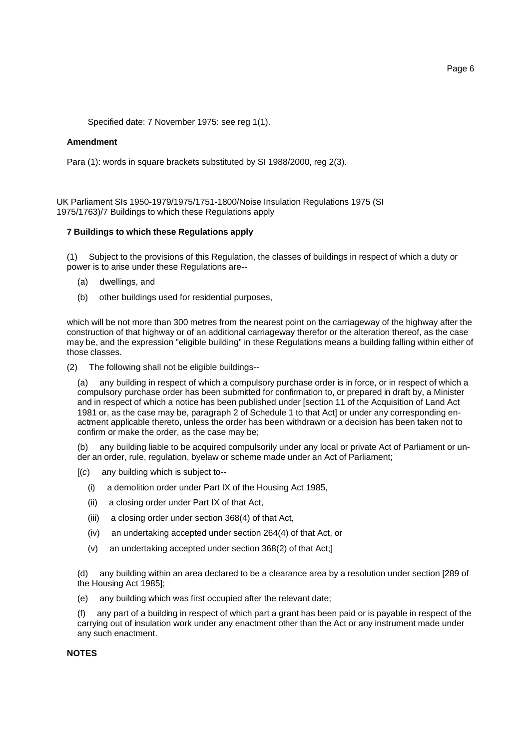Specified date: 7 November 1975: see reg 1(1).

**Amendment**

Para (1): words in square brackets substituted by SI 1988/2000, reg 2(3).

UK Parliament SIs 1950-1979/1975/1751-1800/Noise Insulation Regulations 1975 (SI 1975/1763)/7 Buildings to which these Regulations apply

**7 Buildings to which these Regulations apply**

(1) Subject to the provisions of this Regulation, the classes of buildings in respect of which a duty or power is to arise under these Regulations are--

(a) dwellings, and

(b) other buildings used for residential purposes,

which will be not more than 300 metres from the nearest point on the carriageway of the highway after the construction of that highway or of an additional carriageway therefor or the alteration thereof, as the case may be, and the expression "eligible building" in these Regulations means a building falling within either of those classes.

(2) The following shall not be eligible buildings--

(a) any building in respect of which a compulsory purchase order is in force, or in respect of which a compulsory purchase order has been submitted for confirmation to, or prepared in draft by, a Minister and in respect of which a notice has been published under [section 11 of the Acquisition of Land Act 1981 or, as the case may be, paragraph 2 of Schedule 1 to that Act] or under any corresponding enactment applicable thereto, unless the order has been withdrawn or a decision has been taken not to confirm or make the order, as the case may be;

(b) any building liable to be acquired compulsorily under any local or private Act of Parliament or under an order, rule, regulation, byelaw or scheme made under an Act of Parliament;

[(*c*) any building which is subject to--

(i) a demolition order under Part IX of the Housing Act 1985,

(ii) a closing order under Part IX of that Act,

(iii) a closing order under section 368(4) of that Act,

(iv) an undertaking accepted under section 264(4) of that Act, or

(v) an undertaking accepted under section 368(2) of that Act;]

(d) any building within an area declared to be a clearance area by a resolution under section [289 of the Housing Act 1985];

(e) any building which was first occupied after the relevant date;

(f) any part of a building in respect of which part a grant has been paid or is payable in respect of the carrying out of insulation work under any enactment other than the Act or any instrument made under any such enactment.

**NOTES**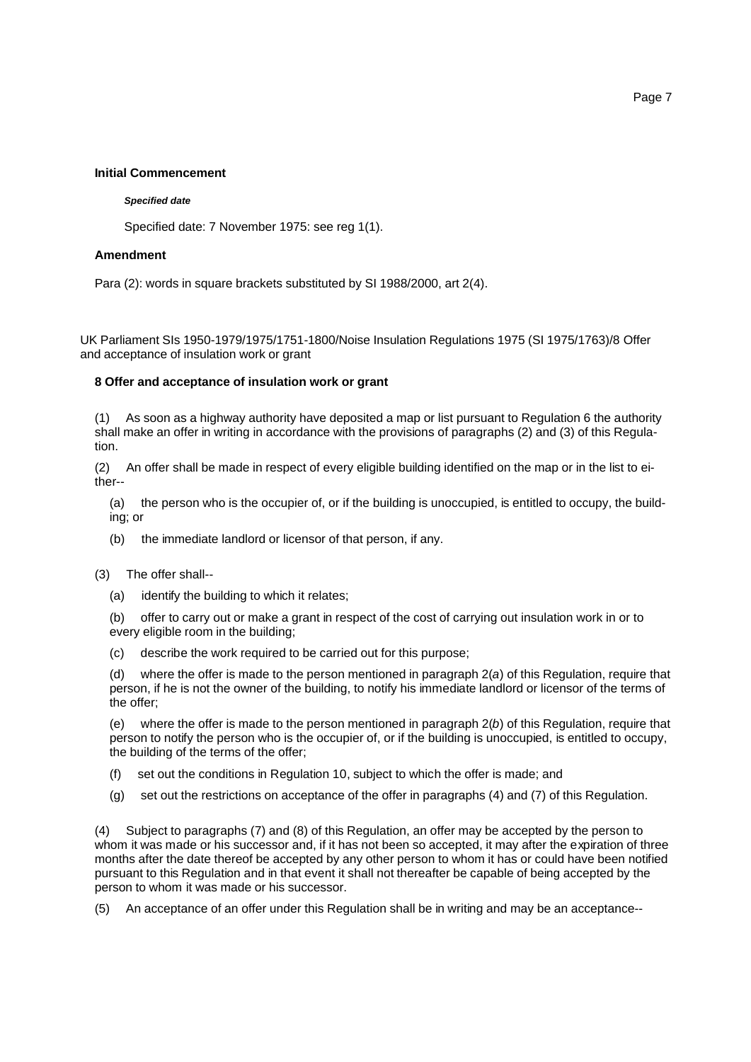**Initial Commencement**

***Specified date***

Specified date: 7 November 1975: see reg 1(1).

**Amendment**

Para (2): words in square brackets substituted by SI 1988/2000, art 2(4).

UK Parliament SIs 1950-1979/1975/1751-1800/Noise Insulation Regulations 1975 (SI 1975/1763)/8 Offer and acceptance of insulation work or grant

**8 Offer and acceptance of insulation work or grant**

(1) As soon as a highway authority have deposited a map or list pursuant to Regulation 6 the authority shall make an offer in writing in accordance with the provisions of paragraphs (2) and (3) of this Regulation.

(2) An offer shall be made in respect of every eligible building identified on the map or in the list to either--

(a) the person who is the occupier of, or if the building is unoccupied, is entitled to occupy, the building; or

(b) the immediate landlord or licensor of that person, if any.

(3) The offer shall--

(a) identify the building to which it relates;

(b) offer to carry out or make a grant in respect of the cost of carrying out insulation work in or to every eligible room in the building;

(c) describe the work required to be carried out for this purpose;

(d) where the offer is made to the person mentioned in paragraph 2(*a*) of this Regulation, require that person, if he is not the owner of the building, to notify his immediate landlord or licensor of the terms of the offer;

(e) where the offer is made to the person mentioned in paragraph 2(*b*) of this Regulation, require that person to notify the person who is the occupier of, or if the building is unoccupied, is entitled to occupy, the building of the terms of the offer;

(f) set out the conditions in Regulation 10, subject to which the offer is made; and

(g) set out the restrictions on acceptance of the offer in paragraphs (4) and (7) of this Regulation.

(4) Subject to paragraphs (7) and (8) of this Regulation, an offer may be accepted by the person to whom it was made or his successor and, if it has not been so accepted, it may after the expiration of three months after the date thereof be accepted by any other person to whom it has or could have been notified pursuant to this Regulation and in that event it shall not thereafter be capable of being accepted by the person to whom it was made or his successor.

(5) An acceptance of an offer under this Regulation shall be in writing and may be an acceptance--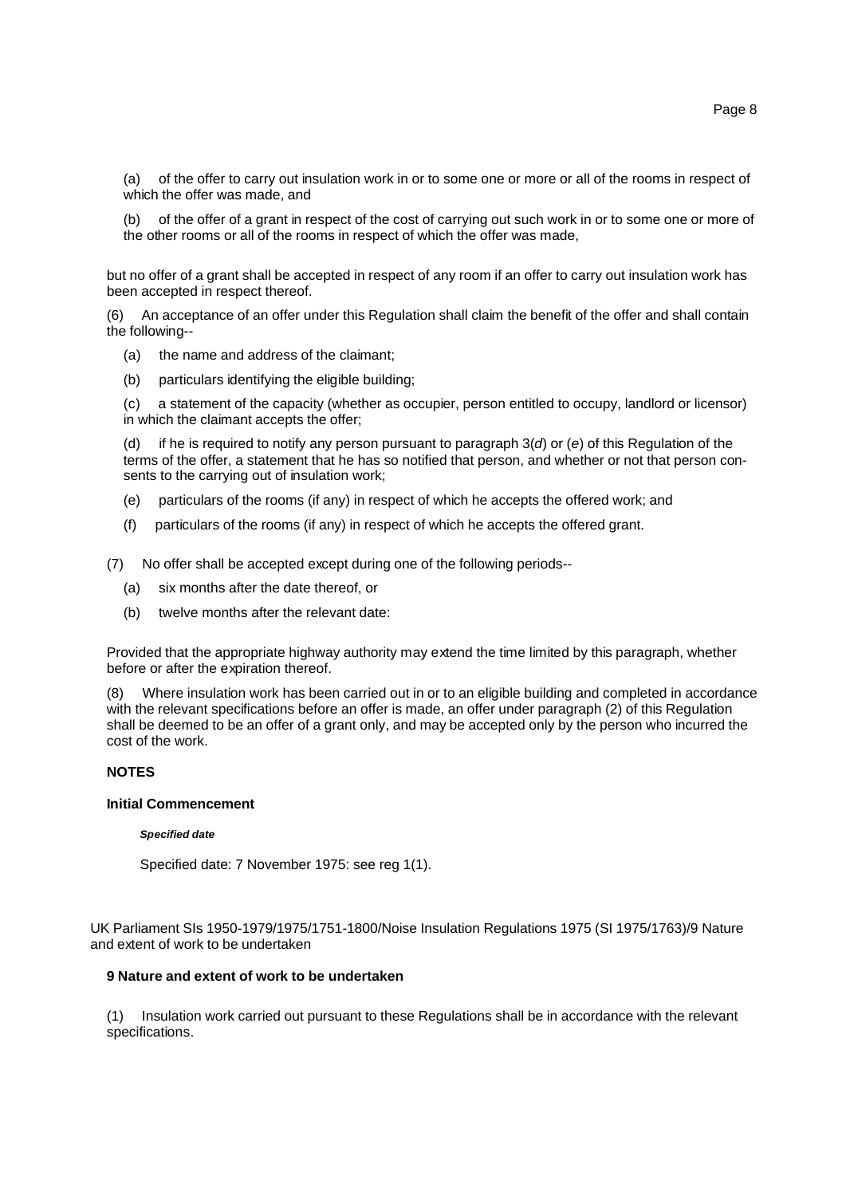(a) of the offer to carry out insulation work in or to some one or more or all of the rooms in respect of which the offer was made, and

(b) of the offer of a grant in respect of the cost of carrying out such work in or to some one or more of the other rooms or all of the rooms in respect of which the offer was made,

but no offer of a grant shall be accepted in respect of any room if an offer to carry out insulation work has been accepted in respect thereof.

(6) An acceptance of an offer under this Regulation shall claim the benefit of the offer and shall contain the following--

(a) the name and address of the claimant;

(b) particulars identifying the eligible building;

(c) a statement of the capacity (whether as occupier, person entitled to occupy, landlord or licensor) in which the claimant accepts the offer;

(d) if he is required to notify any person pursuant to paragraph 3(*d*) or (*e*) of this Regulation of the terms of the offer, a statement that he has so notified that person, and whether or not that person consents to the carrying out of insulation work;

(e) particulars of the rooms (if any) in respect of which he accepts the offered work; and

(f) particulars of the rooms (if any) in respect of which he accepts the offered grant.

(7) No offer shall be accepted except during one of the following periods--

(a) six months after the date thereof, or

(b) twelve months after the relevant date:

Provided that the appropriate highway authority may extend the time limited by this paragraph, whether before or after the expiration thereof.

(8) Where insulation work has been carried out in or to an eligible building and completed in accordance with the relevant specifications before an offer is made, an offer under paragraph (2) of this Regulation shall be deemed to be an offer of a grant only, and may be accepted only by the person who incurred the cost of the work.

**NOTES**

**Initial Commencement**

***Specified date***

Specified date: 7 November 1975: see reg 1(1).

UK Parliament SIs 1950-1979/1975/1751-1800/Noise Insulation Regulations 1975 (SI 1975/1763)/9 Nature and extent of work to be undertaken

**9 Nature and extent of work to be undertaken**

(1) Insulation work carried out pursuant to these Regulations shall be in accordance with the relevant specifications.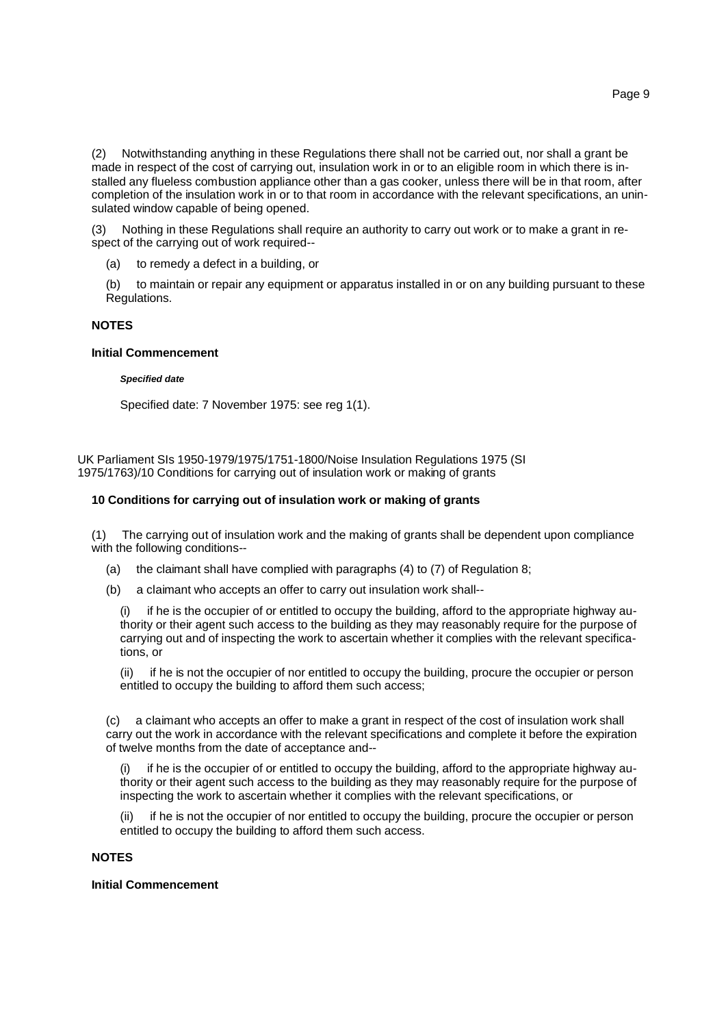(2) Notwithstanding anything in these Regulations there shall not be carried out, nor shall a grant be made in respect of the cost of carrying out, insulation work in or to an eligible room in which there is installed any flueless combustion appliance other than a gas cooker, unless there will be in that room, after completion of the insulation work in or to that room in accordance with the relevant specifications, an uninsulated window capable of being opened.

(3) Nothing in these Regulations shall require an authority to carry out work or to make a grant in respect of the carrying out of work required--

(a) to remedy a defect in a building, or

(b) to maintain or repair any equipment or apparatus installed in or on any building pursuant to these Regulations.

**NOTES**

**Initial Commencement**

***Specified date***

Specified date: 7 November 1975: see reg 1(1).

UK Parliament SIs 1950-1979/1975/1751-1800/Noise Insulation Regulations 1975 (SI 1975/1763)/10 Conditions for carrying out of insulation work or making of grants

**10 Conditions for carrying out of insulation work or making of grants**

(1) The carrying out of insulation work and the making of grants shall be dependent upon compliance with the following conditions--

(a) the claimant shall have complied with paragraphs (4) to (7) of Regulation 8;

(b) a claimant who accepts an offer to carry out insulation work shall--

(i) if he is the occupier of or entitled to occupy the building, afford to the appropriate highway authority or their agent such access to the building as they may reasonably require for the purpose of carrying out and of inspecting the work to ascertain whether it complies with the relevant specifications, or

(ii) if he is not the occupier of nor entitled to occupy the building, procure the occupier or person entitled to occupy the building to afford them such access;

(c) a claimant who accepts an offer to make a grant in respect of the cost of insulation work shall carry out the work in accordance with the relevant specifications and complete it before the expiration of twelve months from the date of acceptance and--

(i) if he is the occupier of or entitled to occupy the building, afford to the appropriate highway authority or their agent such access to the building as they may reasonably require for the purpose of inspecting the work to ascertain whether it complies with the relevant specifications, or

(ii) if he is not the occupier of nor entitled to occupy the building, procure the occupier or person entitled to occupy the building to afford them such access.

**NOTES**

**Initial Commencement**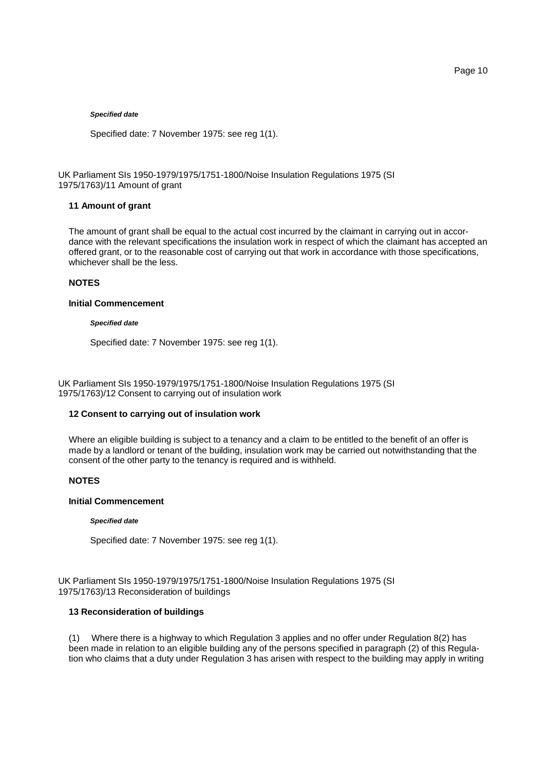***Specified date***

Specified date: 7 November 1975: see reg 1(1).

UK Parliament SIs 1950-1979/1975/1751-1800/Noise Insulation Regulations 1975 (SI 1975/1763)/11 Amount of grant

## 11 Amount of grant

The amount of grant shall be equal to the actual cost incurred by the claimant in carrying out in accordance with the relevant specifications the insulation work in respect of which the claimant has accepted an offered grant, or to the reasonable cost of carrying out that work in accordance with those specifications, whichever shall be the less.

**NOTES**

**Initial Commencement**

***Specified date***

Specified date: 7 November 1975: see reg 1(1).

UK Parliament SIs 1950-1979/1975/1751-1800/Noise Insulation Regulations 1975 (SI 1975/1763)/12 Consent to carrying out of insulation work

## 12 Consent to carrying out of insulation work

Where an eligible building is subject to a tenancy and a claim to be entitled to the benefit of an offer is made by a landlord or tenant of the building, insulation work may be carried out notwithstanding that the consent of the other party to the tenancy is required and is withheld.

**NOTES**

**Initial Commencement**

***Specified date***

Specified date: 7 November 1975: see reg 1(1).

UK Parliament SIs 1950-1979/1975/1751-1800/Noise Insulation Regulations 1975 (SI 1975/1763)/13 Reconsideration of buildings

## 13 Reconsideration of buildings

(1) Where there is a highway to which Regulation 3 applies and no offer under Regulation 8(2) has been made in relation to an eligible building any of the persons specified in paragraph (2) of this Regulation who claims that a duty under Regulation 3 has arisen with respect to the building may apply in writing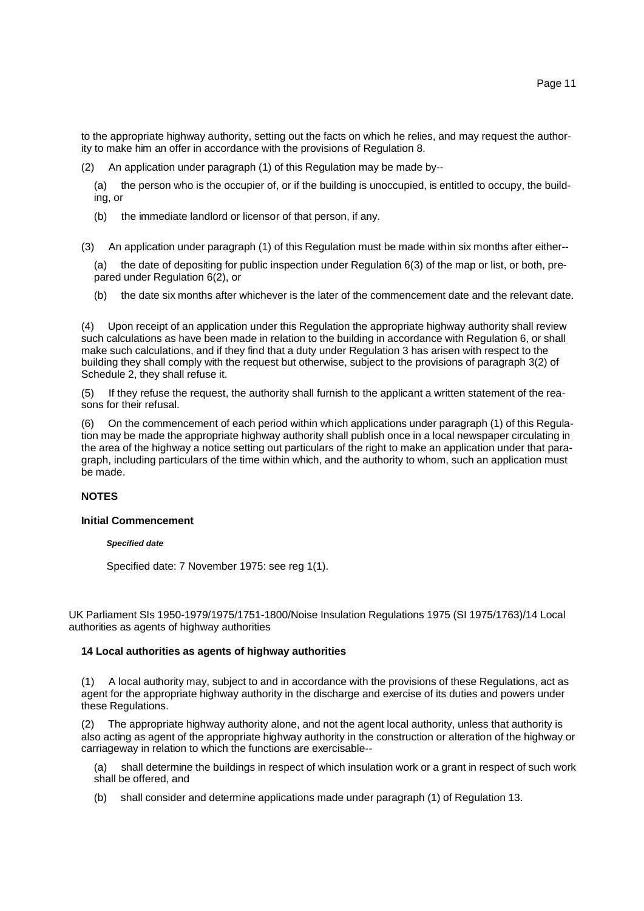to the appropriate highway authority, setting out the facts on which he relies, and may request the authority to make him an offer in accordance with the provisions of Regulation 8.

(2) An application under paragraph (1) of this Regulation may be made by--

(a) the person who is the occupier of, or if the building is unoccupied, is entitled to occupy, the building, or

(b) the immediate landlord or licensor of that person, if any.

(3) An application under paragraph (1) of this Regulation must be made within six months after either--

(a) the date of depositing for public inspection under Regulation 6(3) of the map or list, or both, prepared under Regulation 6(2), or

(b) the date six months after whichever is the later of the commencement date and the relevant date.

(4) Upon receipt of an application under this Regulation the appropriate highway authority shall review such calculations as have been made in relation to the building in accordance with Regulation 6, or shall make such calculations, and if they find that a duty under Regulation 3 has arisen with respect to the building they shall comply with the request but otherwise, subject to the provisions of paragraph 3(2) of Schedule 2, they shall refuse it.

(5) If they refuse the request, the authority shall furnish to the applicant a written statement of the reasons for their refusal.

(6) On the commencement of each period within which applications under paragraph (1) of this Regulation may be made the appropriate highway authority shall publish once in a local newspaper circulating in the area of the highway a notice setting out particulars of the right to make an application under that paragraph, including particulars of the time within which, and the authority to whom, such an application must be made.

**NOTES**

**Initial Commencement**

***Specified date***

Specified date: 7 November 1975: see reg 1(1).

UK Parliament SIs 1950-1979/1975/1751-1800/Noise Insulation Regulations 1975 (SI 1975/1763)/14 Local authorities as agents of highway authorities

**14 Local authorities as agents of highway authorities**

(1) A local authority may, subject to and in accordance with the provisions of these Regulations, act as agent for the appropriate highway authority in the discharge and exercise of its duties and powers under these Regulations.

(2) The appropriate highway authority alone, and not the agent local authority, unless that authority is also acting as agent of the appropriate highway authority in the construction or alteration of the highway or carriageway in relation to which the functions are exercisable--

(a) shall determine the buildings in respect of which insulation work or a grant in respect of such work shall be offered, and

(b) shall consider and determine applications made under paragraph (1) of Regulation 13.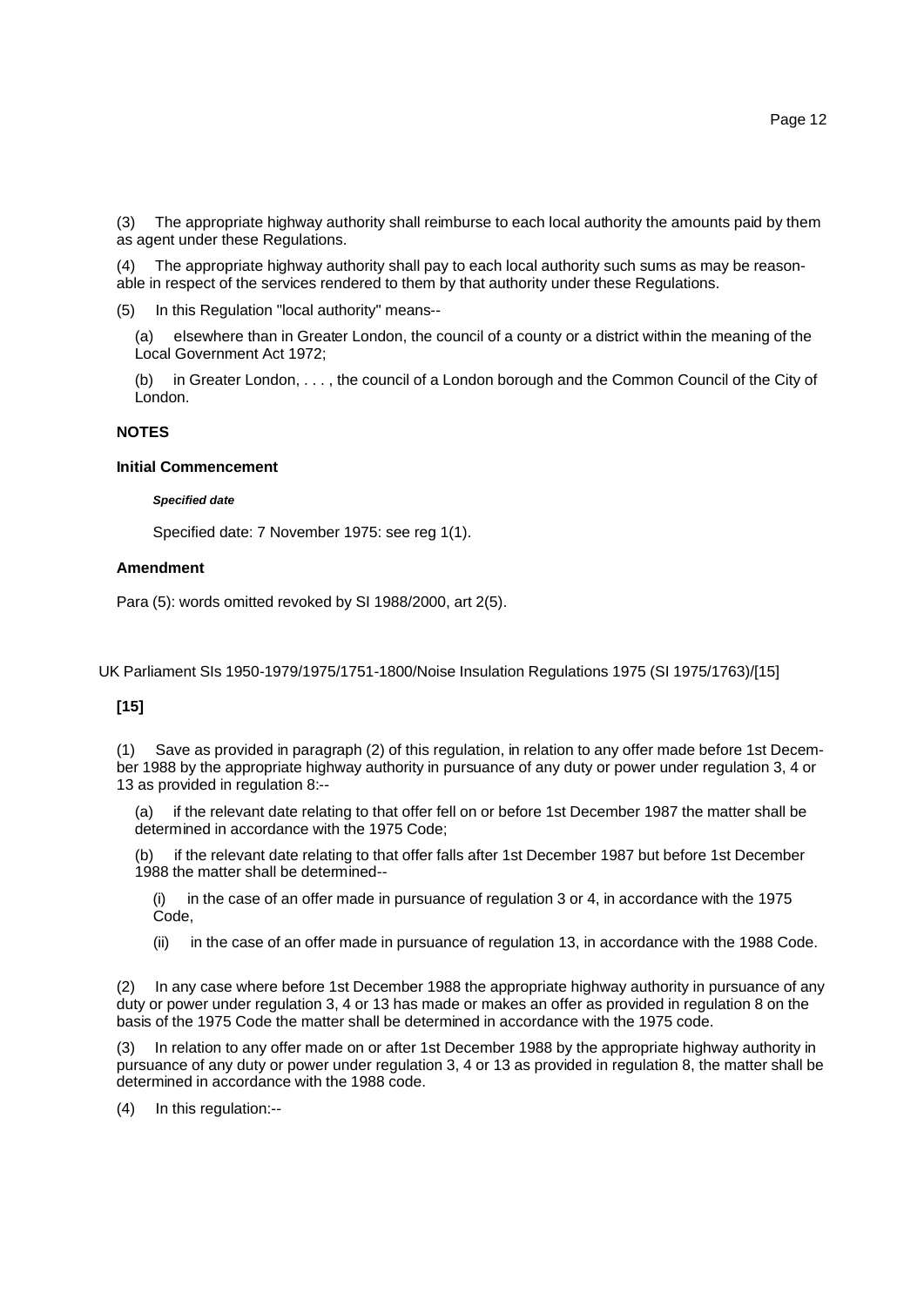(3) The appropriate highway authority shall reimburse to each local authority the amounts paid by them as agent under these Regulations.

(4) The appropriate highway authority shall pay to each local authority such sums as may be reasonable in respect of the services rendered to them by that authority under these Regulations.

(5) In this Regulation "local authority" means--

(a) elsewhere than in Greater London, the council of a county or a district within the meaning of the Local Government Act 1972;

(b) in Greater London, . . . , the council of a London borough and the Common Council of the City of London.

**NOTES**

**Initial Commencement**

***Specified date***

Specified date: 7 November 1975: see reg 1(1).

**Amendment**

Para (5): words omitted revoked by SI 1988/2000, art 2(5).

UK Parliament SIs 1950-1979/1975/1751-1800/Noise Insulation Regulations 1975 (SI 1975/1763)/[15]

**[15]**

(1) Save as provided in paragraph (2) of this regulation, in relation to any offer made before 1st December 1988 by the appropriate highway authority in pursuance of any duty or power under regulation 3, 4 or 13 as provided in regulation 8:--

(a) if the relevant date relating to that offer fell on or before 1st December 1987 the matter shall be determined in accordance with the 1975 Code;

(b) if the relevant date relating to that offer falls after 1st December 1987 but before 1st December 1988 the matter shall be determined--

(i) in the case of an offer made in pursuance of regulation 3 or 4, in accordance with the 1975 Code,

(ii) in the case of an offer made in pursuance of regulation 13, in accordance with the 1988 Code.

(2) In any case where before 1st December 1988 the appropriate highway authority in pursuance of any duty or power under regulation 3, 4 or 13 has made or makes an offer as provided in regulation 8 on the basis of the 1975 Code the matter shall be determined in accordance with the 1975 code.

(3) In relation to any offer made on or after 1st December 1988 by the appropriate highway authority in pursuance of any duty or power under regulation 3, 4 or 13 as provided in regulation 8, the matter shall be determined in accordance with the 1988 code.

(4) In this regulation:--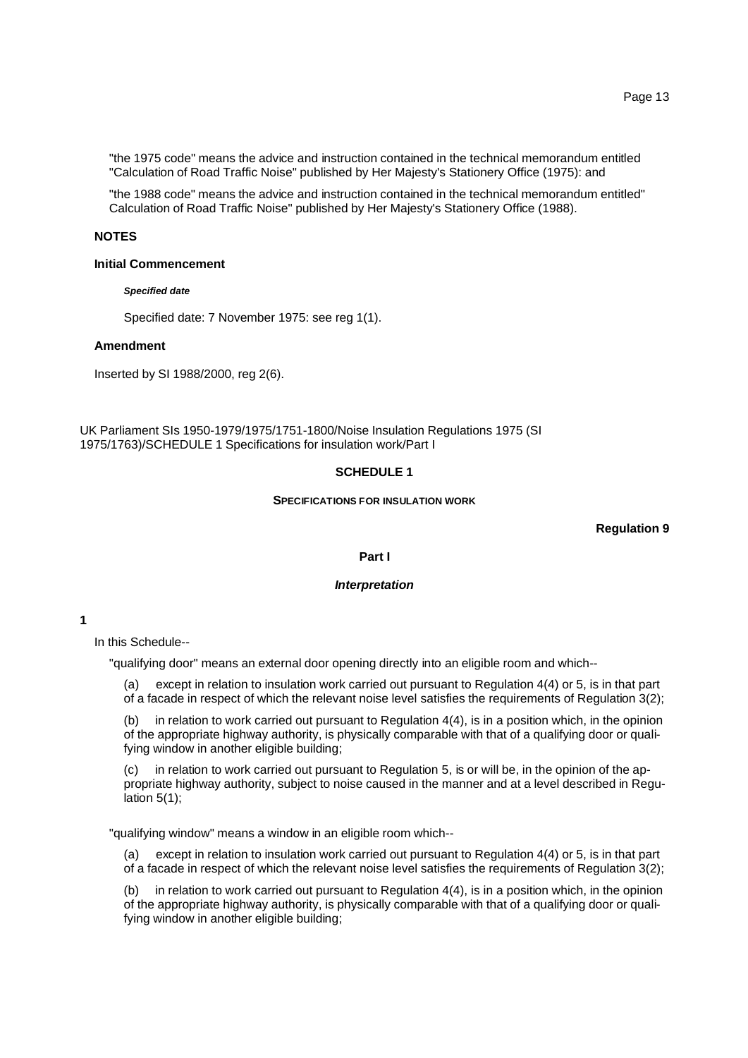"the 1975 code" means the advice and instruction contained in the technical memorandum entitled "Calculation of Road Traffic Noise" published by Her Majesty's Stationery Office (1975): and

"the 1988 code" means the advice and instruction contained in the technical memorandum entitled" Calculation of Road Traffic Noise" published by Her Majesty's Stationery Office (1988).

**NOTES**

**Initial Commencement**

***Specified date***

Specified date: 7 November 1975: see reg 1(1).

**Amendment**

Inserted by SI 1988/2000, reg 2(6).

UK Parliament SIs 1950-1979/1975/1751-1800/Noise Insulation Regulations 1975 (SI 1975/1763)/SCHEDULE 1 Specifications for insulation work/Part I

**SCHEDULE 1**

**SPECIFICATIONS FOR INSULATION WORK**

**Regulation 9**

**Part I**

***Interpretation***

**1**

In this Schedule--

"qualifying door" means an external door opening directly into an eligible room and which--

(a) except in relation to insulation work carried out pursuant to Regulation 4(4) or 5, is in that part of a facade in respect of which the relevant noise level satisfies the requirements of Regulation 3(2);

(b) in relation to work carried out pursuant to Regulation 4(4), is in a position which, in the opinion of the appropriate highway authority, is physically comparable with that of a qualifying door or qualifying window in another eligible building;

(c) in relation to work carried out pursuant to Regulation 5, is or will be, in the opinion of the appropriate highway authority, subject to noise caused in the manner and at a level described in Regulation 5(1);

"qualifying window" means a window in an eligible room which--

(a) except in relation to insulation work carried out pursuant to Regulation 4(4) or 5, is in that part of a facade in respect of which the relevant noise level satisfies the requirements of Regulation 3(2);

(b) in relation to work carried out pursuant to Regulation 4(4), is in a position which, in the opinion of the appropriate highway authority, is physically comparable with that of a qualifying door or qualifying window in another eligible building;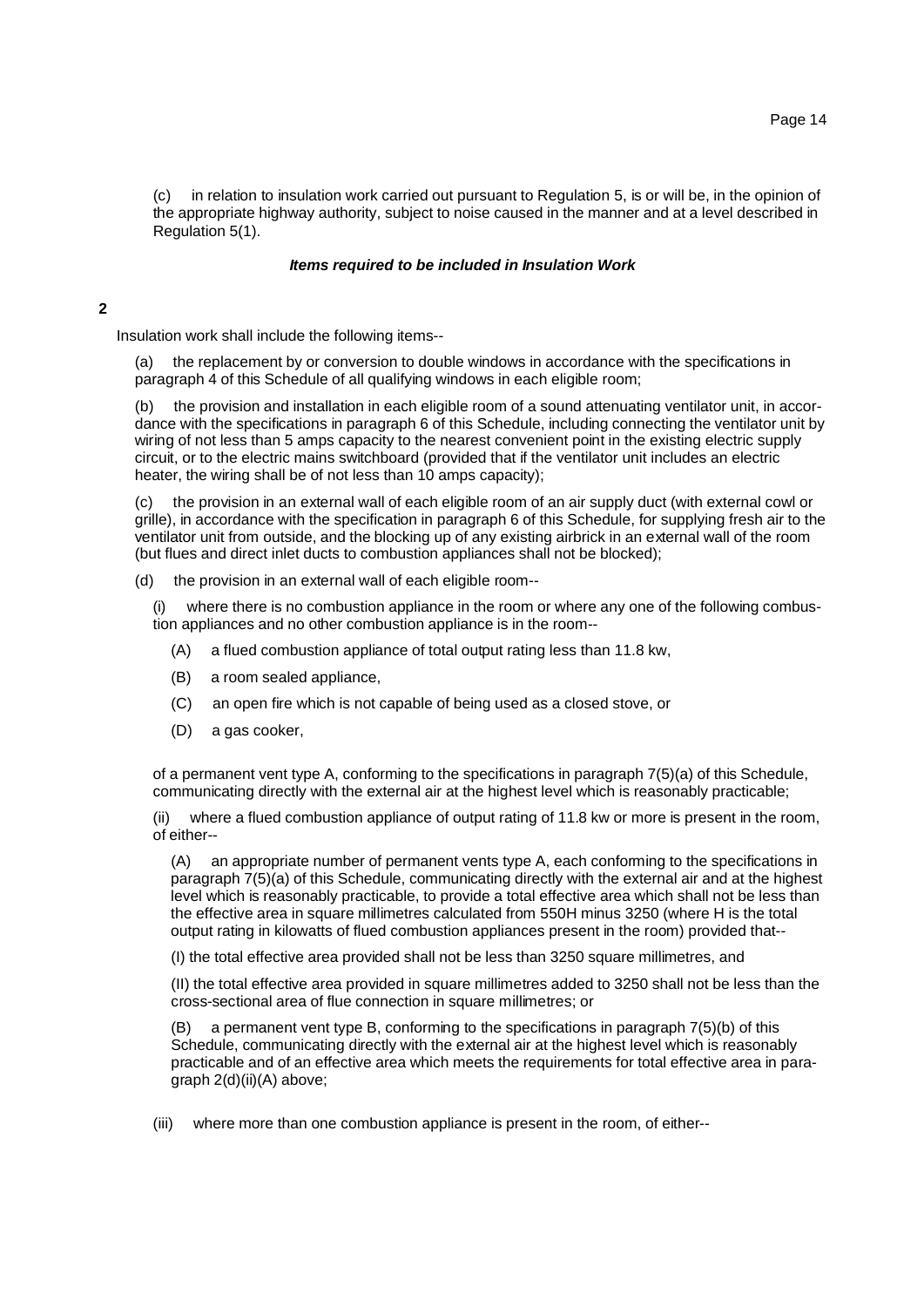(c) in relation to insulation work carried out pursuant to Regulation 5, is or will be, in the opinion of the appropriate highway authority, subject to noise caused in the manner and at a level described in Regulation 5(1).

***Items required to be included in Insulation Work***

**2**

Insulation work shall include the following items--

(a) the replacement by or conversion to double windows in accordance with the specifications in paragraph 4 of this Schedule of all qualifying windows in each eligible room;

(b) the provision and installation in each eligible room of a sound attenuating ventilator unit, in accordance with the specifications in paragraph 6 of this Schedule, including connecting the ventilator unit by wiring of not less than 5 amps capacity to the nearest convenient point in the existing electric supply circuit, or to the electric mains switchboard (provided that if the ventilator unit includes an electric heater, the wiring shall be of not less than 10 amps capacity);

(c) the provision in an external wall of each eligible room of an air supply duct (with external cowl or grille), in accordance with the specification in paragraph 6 of this Schedule, for supplying fresh air to the ventilator unit from outside, and the blocking up of any existing airbrick in an external wall of the room (but flues and direct inlet ducts to combustion appliances shall not be blocked);

(d) the provision in an external wall of each eligible room--

(i) where there is no combustion appliance in the room or where any one of the following combustion appliances and no other combustion appliance is in the room--

(A) a flued combustion appliance of total output rating less than 11.8 kw,

(B) a room sealed appliance,

(C) an open fire which is not capable of being used as a closed stove, or

(D) a gas cooker,

of a permanent vent type A, conforming to the specifications in paragraph 7(5)(a) of this Schedule, communicating directly with the external air at the highest level which is reasonably practicable;

(ii) where a flued combustion appliance of output rating of 11.8 kw or more is present in the room, of either--

(A) an appropriate number of permanent vents type A, each conforming to the specifications in paragraph 7(5)(a) of this Schedule, communicating directly with the external air and at the highest level which is reasonably practicable, to provide a total effective area which shall not be less than the effective area in square millimetres calculated from 550H minus 3250 (where H is the total output rating in kilowatts of flued combustion appliances present in the room) provided that--

(I) the total effective area provided shall not be less than 3250 square millimetres, and

(II) the total effective area provided in square millimetres added to 3250 shall not be less than the cross-sectional area of flue connection in square millimetres; or

(B) a permanent vent type B, conforming to the specifications in paragraph 7(5)(b) of this Schedule, communicating directly with the external air at the highest level which is reasonably practicable and of an effective area which meets the requirements for total effective area in paragraph 2(d)(ii)(A) above;

(iii) where more than one combustion appliance is present in the room, of either--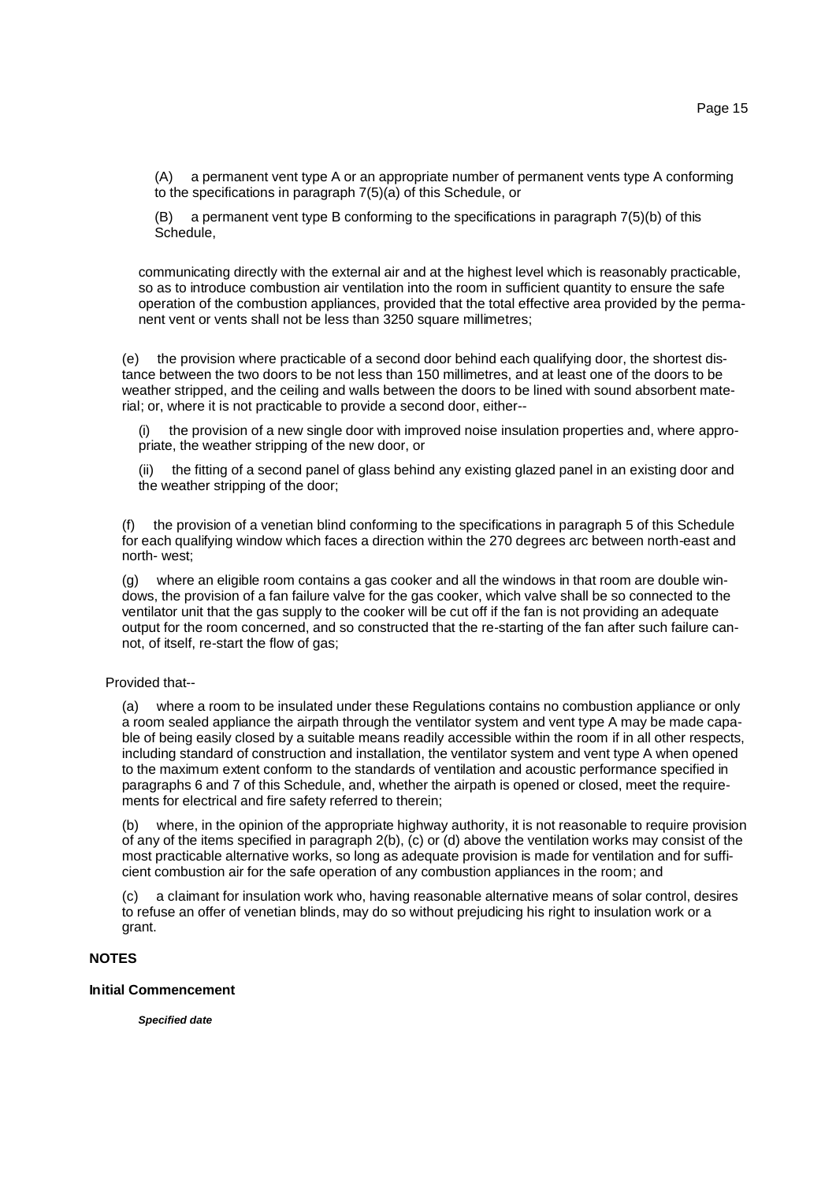(A) a permanent vent type A or an appropriate number of permanent vents type A conforming to the specifications in paragraph 7(5)(a) of this Schedule, or

(B) a permanent vent type B conforming to the specifications in paragraph 7(5)(b) of this Schedule,

communicating directly with the external air and at the highest level which is reasonably practicable, so as to introduce combustion air ventilation into the room in sufficient quantity to ensure the safe operation of the combustion appliances, provided that the total effective area provided by the permanent vent or vents shall not be less than 3250 square millimetres;

(e) the provision where practicable of a second door behind each qualifying door, the shortest distance between the two doors to be not less than 150 millimetres, and at least one of the doors to be weather stripped, and the ceiling and walls between the doors to be lined with sound absorbent material; or, where it is not practicable to provide a second door, either--

(i) the provision of a new single door with improved noise insulation properties and, where appropriate, the weather stripping of the new door, or

(ii) the fitting of a second panel of glass behind any existing glazed panel in an existing door and the weather stripping of the door;

(f) the provision of a venetian blind conforming to the specifications in paragraph 5 of this Schedule for each qualifying window which faces a direction within the 270 degrees arc between north-east and north- west;

(g) where an eligible room contains a gas cooker and all the windows in that room are double windows, the provision of a fan failure valve for the gas cooker, which valve shall be so connected to the ventilator unit that the gas supply to the cooker will be cut off if the fan is not providing an adequate output for the room concerned, and so constructed that the re-starting of the fan after such failure cannot, of itself, re-start the flow of gas;

Provided that--

(a) where a room to be insulated under these Regulations contains no combustion appliance or only a room sealed appliance the airpath through the ventilator system and vent type A may be made capable of being easily closed by a suitable means readily accessible within the room if in all other respects, including standard of construction and installation, the ventilator system and vent type A when opened to the maximum extent conform to the standards of ventilation and acoustic performance specified in paragraphs 6 and 7 of this Schedule, and, whether the airpath is opened or closed, meet the requirements for electrical and fire safety referred to therein;

(b) where, in the opinion of the appropriate highway authority, it is not reasonable to require provision of any of the items specified in paragraph 2(b), (c) or (d) above the ventilation works may consist of the most practicable alternative works, so long as adequate provision is made for ventilation and for sufficient combustion air for the safe operation of any combustion appliances in the room; and

(c) a claimant for insulation work who, having reasonable alternative means of solar control, desires to refuse an offer of venetian blinds, may do so without prejudicing his right to insulation work or a grant.

## NOTES

### Initial Commencement

***Specified date***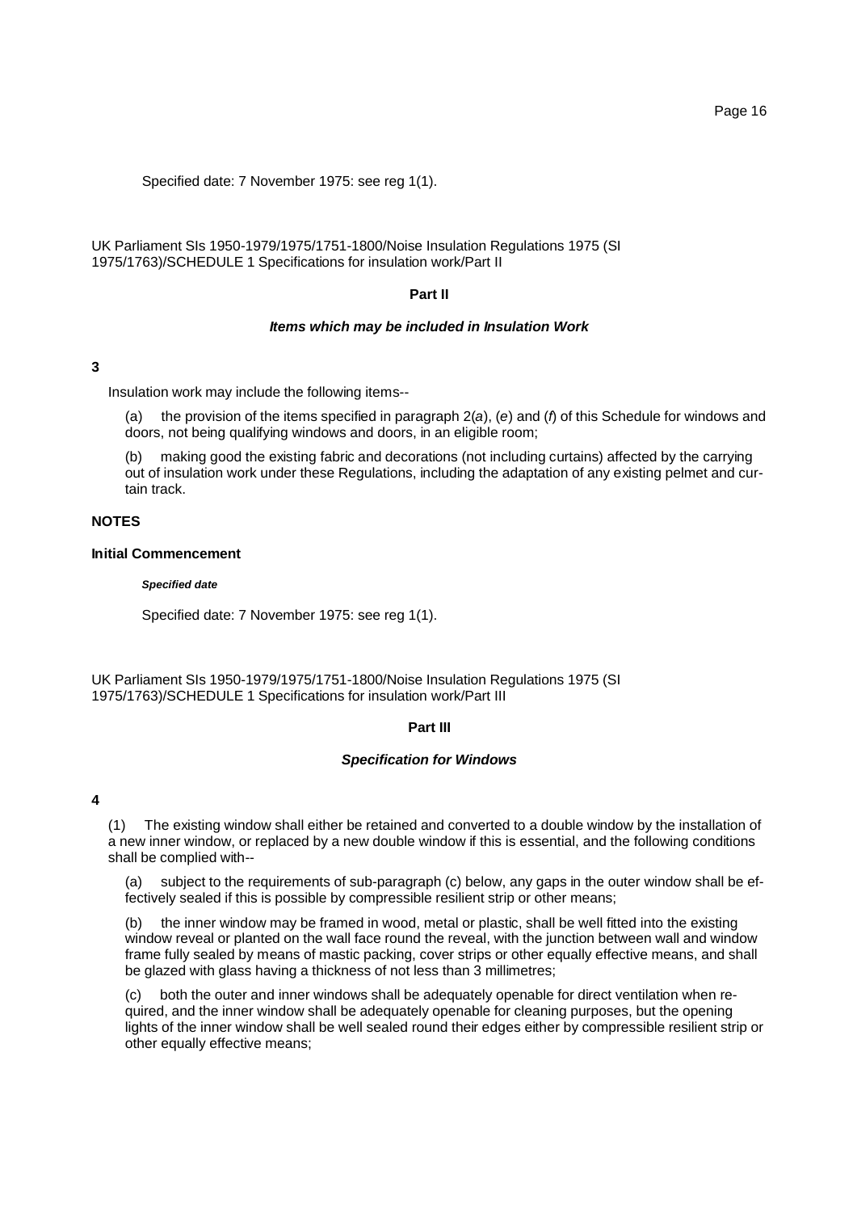Specified date: 7 November 1975: see reg 1(1).

UK Parliament SIs 1950-1979/1975/1751-1800/Noise Insulation Regulations 1975 (SI 1975/1763)/SCHEDULE 1 Specifications for insulation work/Part II

**Part II**

***Items which may be included in Insulation Work***

**3**

Insulation work may include the following items--

(a) the provision of the items specified in paragraph 2(*a*), (*e*) and (*f*) of this Schedule for windows and doors, not being qualifying windows and doors, in an eligible room;

(b) making good the existing fabric and decorations (not including curtains) affected by the carrying out of insulation work under these Regulations, including the adaptation of any existing pelmet and curtain track.

**NOTES**

**Initial Commencement**

***Specified date***

Specified date: 7 November 1975: see reg 1(1).

UK Parliament SIs 1950-1979/1975/1751-1800/Noise Insulation Regulations 1975 (SI 1975/1763)/SCHEDULE 1 Specifications for insulation work/Part III

**Part III**

***Specification for Windows***

**4**

(1) The existing window shall either be retained and converted to a double window by the installation of a new inner window, or replaced by a new double window if this is essential, and the following conditions shall be complied with--

(a) subject to the requirements of sub-paragraph (c) below, any gaps in the outer window shall be effectively sealed if this is possible by compressible resilient strip or other means;

(b) the inner window may be framed in wood, metal or plastic, shall be well fitted into the existing window reveal or planted on the wall face round the reveal, with the junction between wall and window frame fully sealed by means of mastic packing, cover strips or other equally effective means, and shall be glazed with glass having a thickness of not less than 3 millimetres;

(c) both the outer and inner windows shall be adequately openable for direct ventilation when required, and the inner window shall be adequately openable for cleaning purposes, but the opening lights of the inner window shall be well sealed round their edges either by compressible resilient strip or other equally effective means;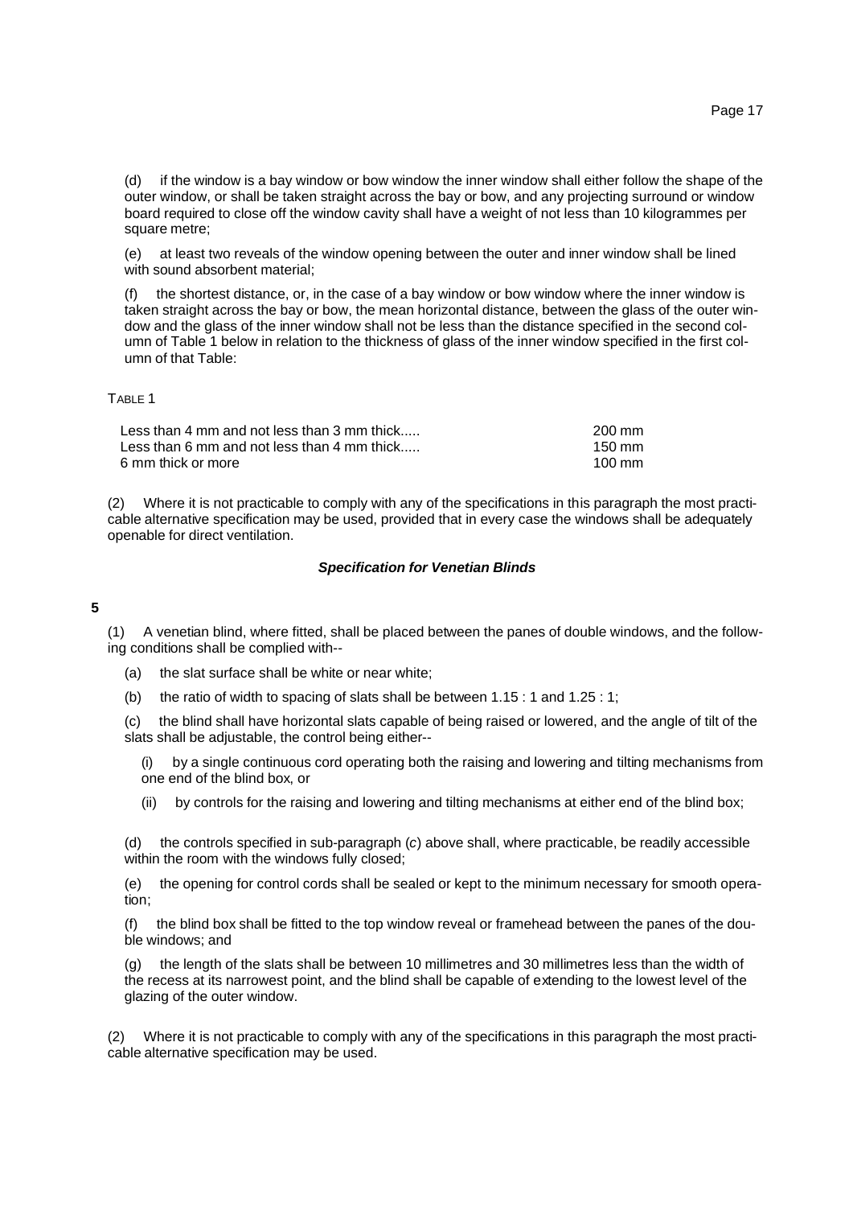(d) if the window is a bay window or bow window the inner window shall either follow the shape of the outer window, or shall be taken straight across the bay or bow, and any projecting surround or window board required to close off the window cavity shall have a weight of not less than 10 kilogrammes per square metre;

(e) at least two reveals of the window opening between the outer and inner window shall be lined with sound absorbent material;

(f) the shortest distance, or, in the case of a bay window or bow window where the inner window is taken straight across the bay or bow, the mean horizontal distance, between the glass of the outer window and the glass of the inner window shall not be less than the distance specified in the second column of Table 1 below in relation to the thickness of glass of the inner window specified in the first column of that Table:

TABLE 1

| | |
|---|---|
| Less than 4 mm and not less than 3 mm thick..... | 200 mm |
| Less than 6 mm and not less than 4 mm thick..... | 150 mm |
| 6 mm thick or more | 100 mm |

(2) Where it is not practicable to comply with any of the specifications in this paragraph the most practicable alternative specification may be used, provided that in every case the windows shall be adequately openable for direct ventilation.

### ***Specification for Venetian Blinds***

**5**

(1) A venetian blind, where fitted, shall be placed between the panes of double windows, and the following conditions shall be complied with--

(a) the slat surface shall be white or near white;

(b) the ratio of width to spacing of slats shall be between 1.15 : 1 and 1.25 : 1;

(c) the blind shall have horizontal slats capable of being raised or lowered, and the angle of tilt of the slats shall be adjustable, the control being either--

(i) by a single continuous cord operating both the raising and lowering and tilting mechanisms from one end of the blind box, or

(ii) by controls for the raising and lowering and tilting mechanisms at either end of the blind box;

(d) the controls specified in sub-paragraph (*c*) above shall, where practicable, be readily accessible within the room with the windows fully closed;

(e) the opening for control cords shall be sealed or kept to the minimum necessary for smooth operation;

(f) the blind box shall be fitted to the top window reveal or framehead between the panes of the double windows; and

(g) the length of the slats shall be between 10 millimetres and 30 millimetres less than the width of the recess at its narrowest point, and the blind shall be capable of extending to the lowest level of the glazing of the outer window.

(2) Where it is not practicable to comply with any of the specifications in this paragraph the most practicable alternative specification may be used.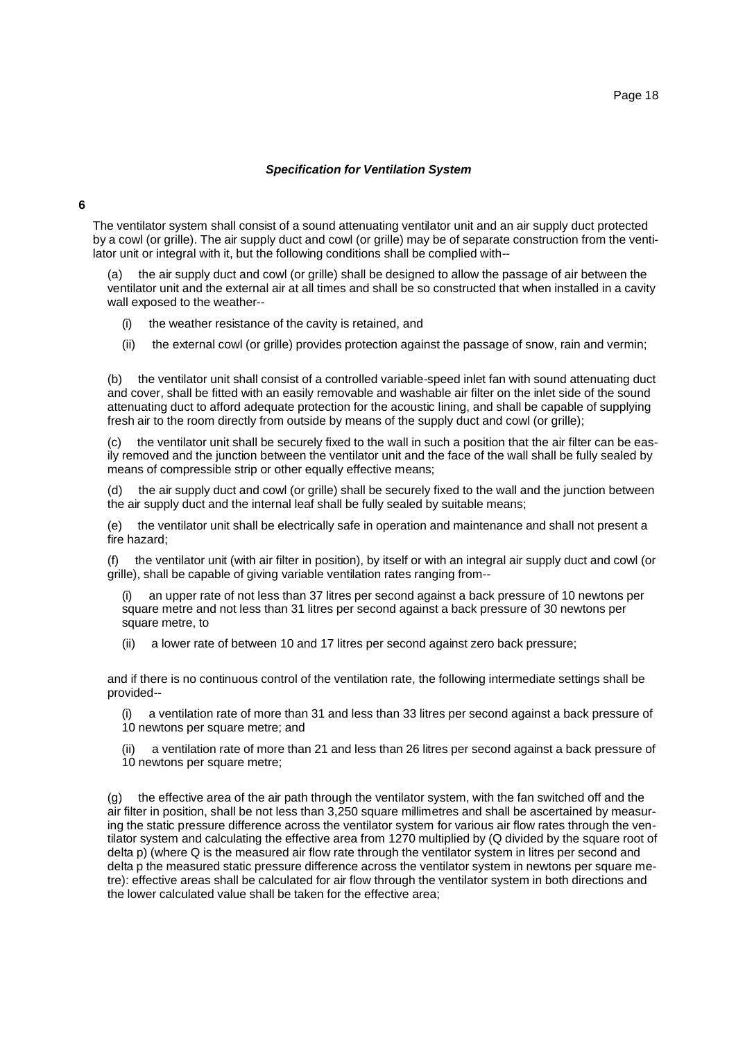### *Specification for Ventilation System*

**6**

The ventilator system shall consist of a sound attenuating ventilator unit and an air supply duct protected by a cowl (or grille). The air supply duct and cowl (or grille) may be of separate construction from the ventilator unit or integral with it, but the following conditions shall be complied with--

(a) the air supply duct and cowl (or grille) shall be designed to allow the passage of air between the ventilator unit and the external air at all times and shall be so constructed that when installed in a cavity wall exposed to the weather--

(i) the weather resistance of the cavity is retained, and

(ii) the external cowl (or grille) provides protection against the passage of snow, rain and vermin;

(b) the ventilator unit shall consist of a controlled variable-speed inlet fan with sound attenuating duct and cover, shall be fitted with an easily removable and washable air filter on the inlet side of the sound attenuating duct to afford adequate protection for the acoustic lining, and shall be capable of supplying fresh air to the room directly from outside by means of the supply duct and cowl (or grille);

(c) the ventilator unit shall be securely fixed to the wall in such a position that the air filter can be easily removed and the junction between the ventilator unit and the face of the wall shall be fully sealed by means of compressible strip or other equally effective means;

(d) the air supply duct and cowl (or grille) shall be securely fixed to the wall and the junction between the air supply duct and the internal leaf shall be fully sealed by suitable means;

(e) the ventilator unit shall be electrically safe in operation and maintenance and shall not present a fire hazard;

(f) the ventilator unit (with air filter in position), by itself or with an integral air supply duct and cowl (or grille), shall be capable of giving variable ventilation rates ranging from--

(i) an upper rate of not less than 37 litres per second against a back pressure of 10 newtons per square metre and not less than 31 litres per second against a back pressure of 30 newtons per square metre, to

(ii) a lower rate of between 10 and 17 litres per second against zero back pressure;

and if there is no continuous control of the ventilation rate, the following intermediate settings shall be provided--

(i) a ventilation rate of more than 31 and less than 33 litres per second against a back pressure of 10 newtons per square metre; and

(ii) a ventilation rate of more than 21 and less than 26 litres per second against a back pressure of 10 newtons per square metre;

(g) the effective area of the air path through the ventilator system, with the fan switched off and the air filter in position, shall be not less than 3,250 square millimetres and shall be ascertained by measuring the static pressure difference across the ventilator system for various air flow rates through the ventilator system and calculating the effective area from 1270 multiplied by (Q divided by the square root of delta p) (where Q is the measured air flow rate through the ventilator system in litres per second and delta p the measured static pressure difference across the ventilator system in newtons per square metre): effective areas shall be calculated for air flow through the ventilator system in both directions and the lower calculated value shall be taken for the effective area;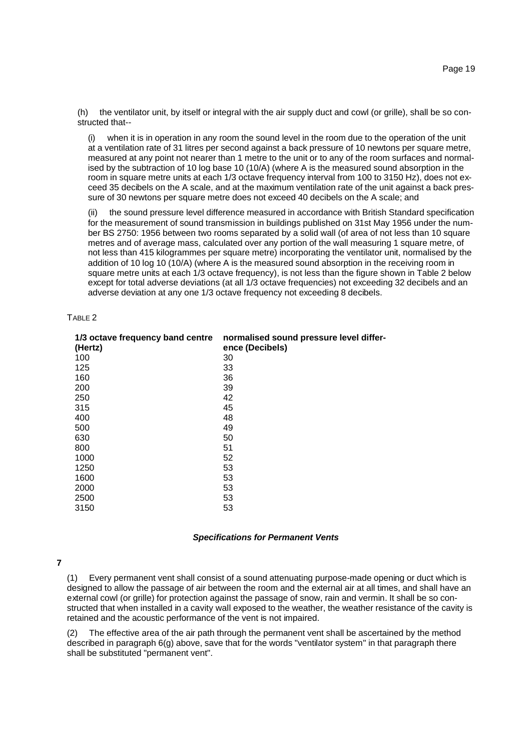(h) the ventilator unit, by itself or integral with the air supply duct and cowl (or grille), shall be so constructed that--

(i) when it is in operation in any room the sound level in the room due to the operation of the unit at a ventilation rate of 31 litres per second against a back pressure of 10 newtons per square metre, measured at any point not nearer than 1 metre to the unit or to any of the room surfaces and normalised by the subtraction of 10 log base 10 (10/A) (where A is the measured sound absorption in the room in square metre units at each 1/3 octave frequency interval from 100 to 3150 Hz), does not exceed 35 decibels on the A scale, and at the maximum ventilation rate of the unit against a back pressure of 30 newtons per square metre does not exceed 40 decibels on the A scale; and

(ii) the sound pressure level difference measured in accordance with British Standard specification for the measurement of sound transmission in buildings published on 31st May 1956 under the number BS 2750: 1956 between two rooms separated by a solid wall (of area of not less than 10 square metres and of average mass, calculated over any portion of the wall measuring 1 square metre, of not less than 415 kilogrammes per square metre) incorporating the ventilator unit, normalised by the addition of 10 log 10 (10/A) (where A is the measured sound absorption in the receiving room in square metre units at each 1/3 octave frequency), is not less than the figure shown in Table 2 below except for total adverse deviations (at all 1/3 octave frequencies) not exceeding 32 decibels and an adverse deviation at any one 1/3 octave frequency not exceeding 8 decibels.

TABLE 2

| 1/3 octave frequency band centre (Hertz) | normalised sound pressure level difference (Decibels) |
|---|---|
| 100 | 30 |
| 125 | 33 |
| 160 | 36 |
| 200 | 39 |
| 250 | 42 |
| 315 | 45 |
| 400 | 48 |
| 500 | 49 |
| 630 | 50 |
| 800 | 51 |
| 1000 | 52 |
| 1250 | 53 |
| 1600 | 53 |
| 2000 | 53 |
| 2500 | 53 |
| 3150 | 53 |

***Specifications for Permanent Vents***

**7**

(1) Every permanent vent shall consist of a sound attenuating purpose-made opening or duct which is designed to allow the passage of air between the room and the external air at all times, and shall have an external cowl (or grille) for protection against the passage of snow, rain and vermin. It shall be so constructed that when installed in a cavity wall exposed to the weather, the weather resistance of the cavity is retained and the acoustic performance of the vent is not impaired.

(2) The effective area of the air path through the permanent vent shall be ascertained by the method described in paragraph 6(g) above, save that for the words "ventilator system" in that paragraph there shall be substituted "permanent vent".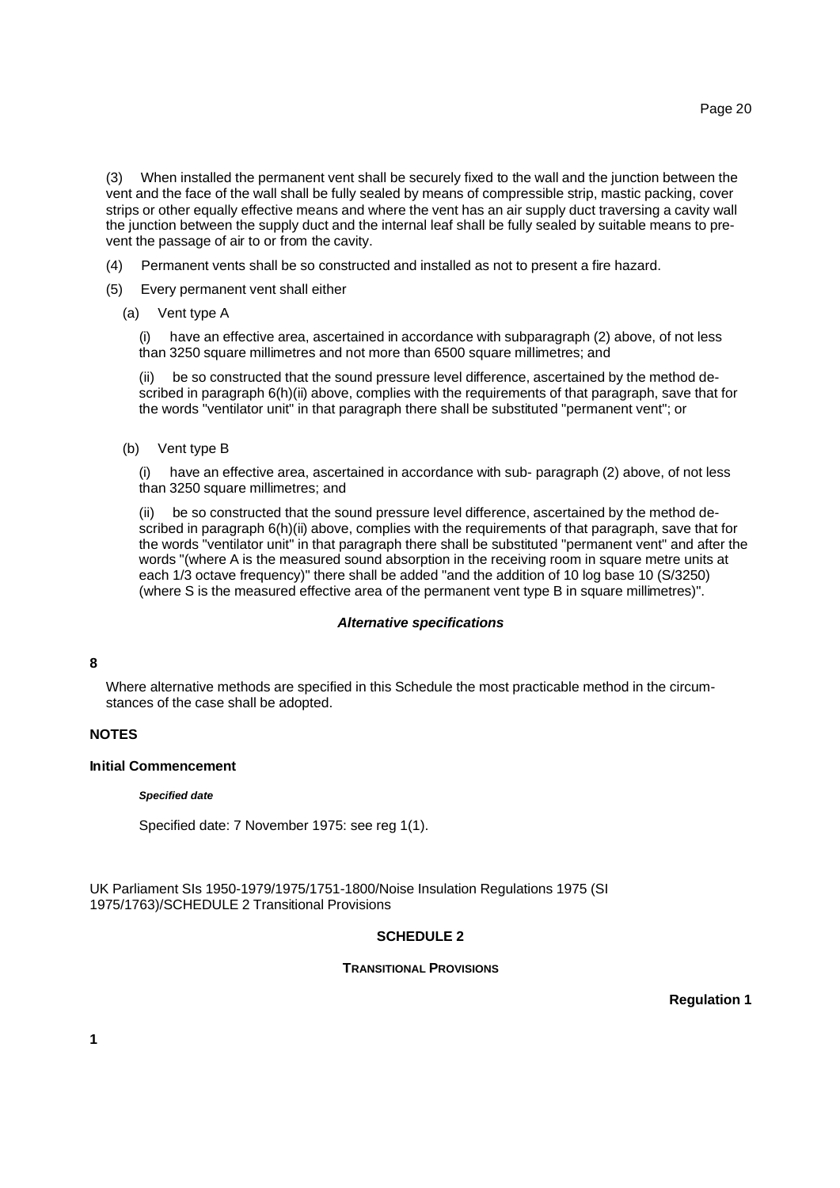(3) When installed the permanent vent shall be securely fixed to the wall and the junction between the vent and the face of the wall shall be fully sealed by means of compressible strip, mastic packing, cover strips or other equally effective means and where the vent has an air supply duct traversing a cavity wall the junction between the supply duct and the internal leaf shall be fully sealed by suitable means to prevent the passage of air to or from the cavity.

(4) Permanent vents shall be so constructed and installed as not to present a fire hazard.

(5) Every permanent vent shall either

(a) Vent type A

(i) have an effective area, ascertained in accordance with subparagraph (2) above, of not less than 3250 square millimetres and not more than 6500 square millimetres; and

(ii) be so constructed that the sound pressure level difference, ascertained by the method described in paragraph 6(h)(ii) above, complies with the requirements of that paragraph, save that for the words "ventilator unit" in that paragraph there shall be substituted "permanent vent"; or

(b) Vent type B

(i) have an effective area, ascertained in accordance with sub- paragraph (2) above, of not less than 3250 square millimetres; and

(ii) be so constructed that the sound pressure level difference, ascertained by the method described in paragraph 6(h)(ii) above, complies with the requirements of that paragraph, save that for the words "ventilator unit" in that paragraph there shall be substituted "permanent vent" and after the words "(where A is the measured sound absorption in the receiving room in square metre units at each 1/3 octave frequency)" there shall be added "and the addition of 10 log base 10 (S/3250) (where S is the measured effective area of the permanent vent type B in square millimetres)".

***Alternative specifications***

**8**

Where alternative methods are specified in this Schedule the most practicable method in the circumstances of the case shall be adopted.

**NOTES**

**Initial Commencement**

***Specified date***

Specified date: 7 November 1975: see reg 1(1).

UK Parliament SIs 1950-1979/1975/1751-1800/Noise Insulation Regulations 1975 (SI 1975/1763)/SCHEDULE 2 Transitional Provisions

## SCHEDULE 2

### TRANSITIONAL PROVISIONS

**Regulation 1**

**1**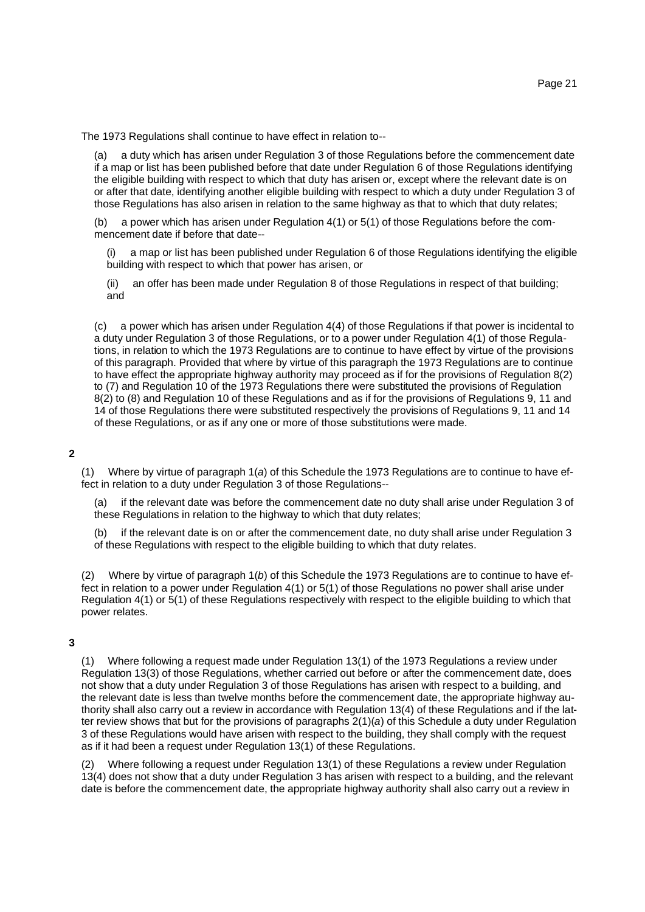The 1973 Regulations shall continue to have effect in relation to--

(a) a duty which has arisen under Regulation 3 of those Regulations before the commencement date if a map or list has been published before that date under Regulation 6 of those Regulations identifying the eligible building with respect to which that duty has arisen or, except where the relevant date is on or after that date, identifying another eligible building with respect to which a duty under Regulation 3 of those Regulations has also arisen in relation to the same highway as that to which that duty relates;

(b) a power which has arisen under Regulation 4(1) or 5(1) of those Regulations before the commencement date if before that date--

(i) a map or list has been published under Regulation 6 of those Regulations identifying the eligible building with respect to which that power has arisen, or

(ii) an offer has been made under Regulation 8 of those Regulations in respect of that building; and

(c) a power which has arisen under Regulation 4(4) of those Regulations if that power is incidental to a duty under Regulation 3 of those Regulations, or to a power under Regulation 4(1) of those Regulations, in relation to which the 1973 Regulations are to continue to have effect by virtue of the provisions of this paragraph. Provided that where by virtue of this paragraph the 1973 Regulations are to continue to have effect the appropriate highway authority may proceed as if for the provisions of Regulation 8(2) to (7) and Regulation 10 of the 1973 Regulations there were substituted the provisions of Regulation 8(2) to (8) and Regulation 10 of these Regulations and as if for the provisions of Regulations 9, 11 and 14 of those Regulations there were substituted respectively the provisions of Regulations 9, 11 and 14 of these Regulations, or as if any one or more of those substitutions were made.

**2**

(1) Where by virtue of paragraph 1(*a*) of this Schedule the 1973 Regulations are to continue to have effect in relation to a duty under Regulation 3 of those Regulations--

(a) if the relevant date was before the commencement date no duty shall arise under Regulation 3 of these Regulations in relation to the highway to which that duty relates;

(b) if the relevant date is on or after the commencement date, no duty shall arise under Regulation 3 of these Regulations with respect to the eligible building to which that duty relates.

(2) Where by virtue of paragraph 1(*b*) of this Schedule the 1973 Regulations are to continue to have effect in relation to a power under Regulation 4(1) or 5(1) of those Regulations no power shall arise under Regulation 4(1) or 5(1) of these Regulations respectively with respect to the eligible building to which that power relates.

**3**

(1) Where following a request made under Regulation 13(1) of the 1973 Regulations a review under Regulation 13(3) of those Regulations, whether carried out before or after the commencement date, does not show that a duty under Regulation 3 of those Regulations has arisen with respect to a building, and the relevant date is less than twelve months before the commencement date, the appropriate highway authority shall also carry out a review in accordance with Regulation 13(4) of these Regulations and if the latter review shows that but for the provisions of paragraphs 2(1)(*a*) of this Schedule a duty under Regulation 3 of these Regulations would have arisen with respect to the building, they shall comply with the request as if it had been a request under Regulation 13(1) of these Regulations.

(2) Where following a request under Regulation 13(1) of these Regulations a review under Regulation 13(4) does not show that a duty under Regulation 3 has arisen with respect to a building, and the relevant date is before the commencement date, the appropriate highway authority shall also carry out a review in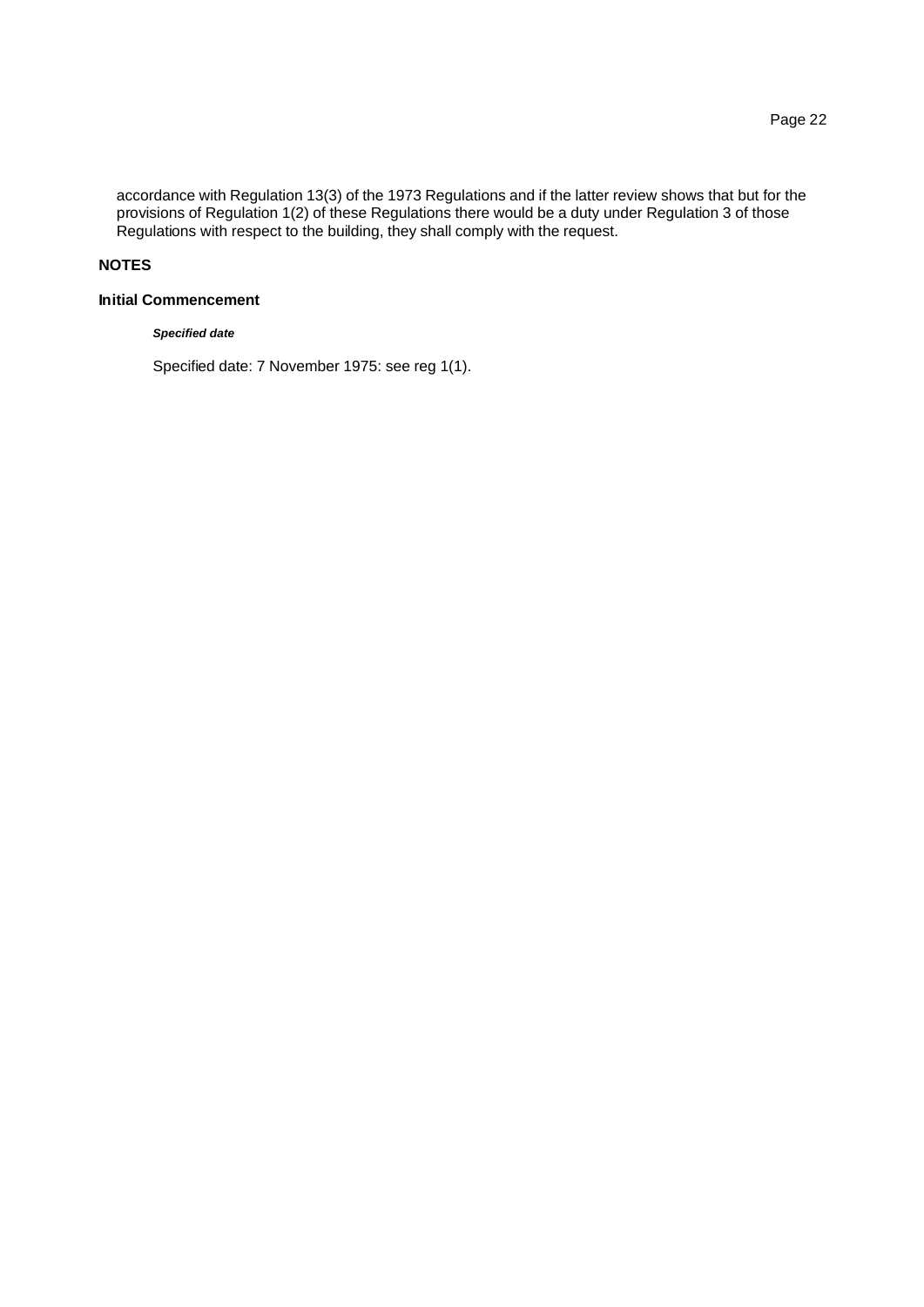accordance with Regulation 13(3) of the 1973 Regulations and if the latter review shows that but for the provisions of Regulation 1(2) of these Regulations there would be a duty under Regulation 3 of those Regulations with respect to the building, they shall comply with the request.

**NOTES**

**Initial Commencement**

***Specified date***

Specified date: 7 November 1975: see reg 1(1).